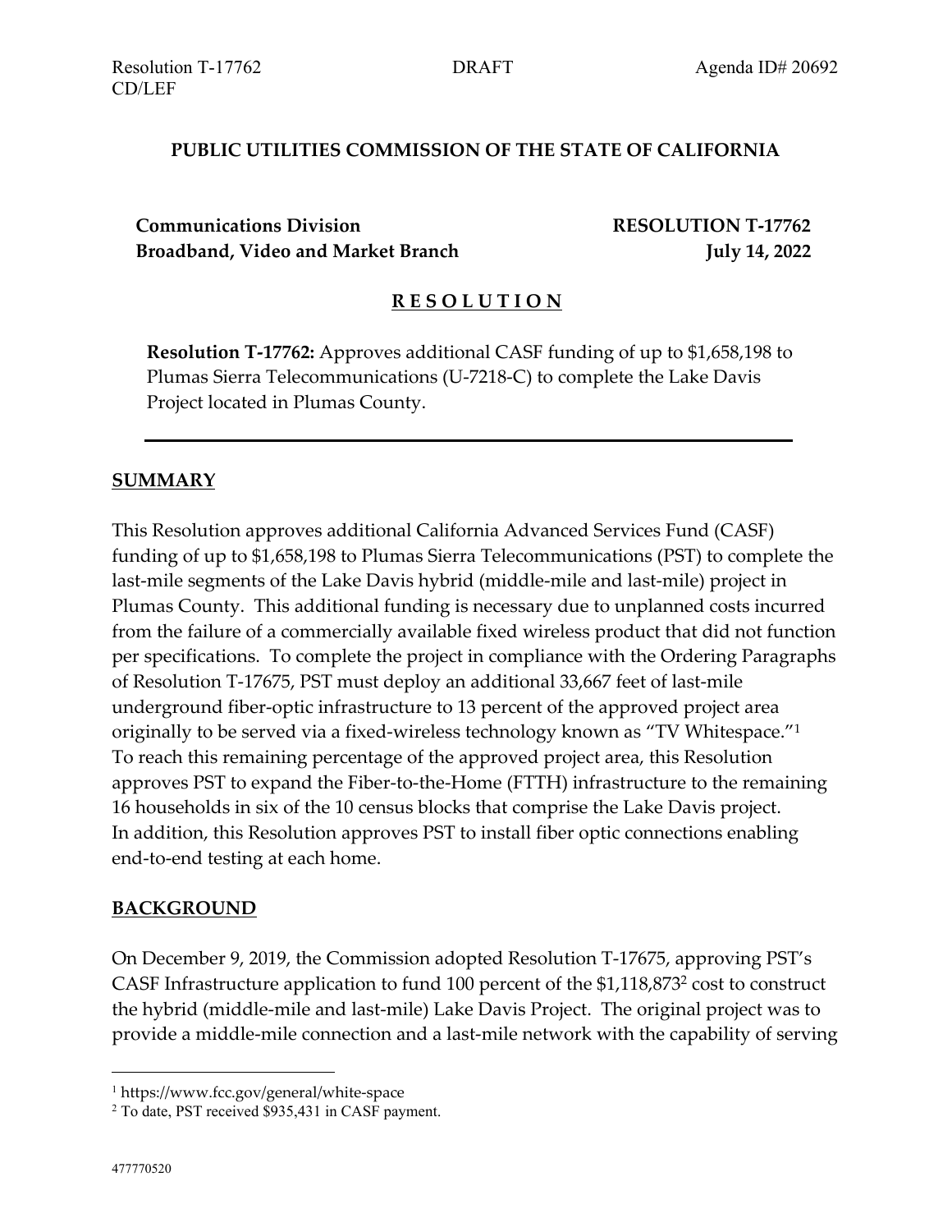Resolution T-17762 DRAFT Agenda ID# 20692
CD/LEF

**PUBLIC UTILITIES COMMISSION OF THE STATE OF CALIFORNIA**

**Communications Division** **RESOLUTION T-17762**
**Broadband, Video and Market Branch** **July 14, 2022**

## **R E S O L U T I O N**

**Resolution T-17762:** Approves additional CASF funding of up to $1,658,198 to Plumas Sierra Telecommunications (U-7218-C) to complete the Lake Davis Project located in Plumas County.

---

## **SUMMARY**

This Resolution approves additional California Advanced Services Fund (CASF) funding of up to $1,658,198 to Plumas Sierra Telecommunications (PST) to complete the last-mile segments of the Lake Davis hybrid (middle-mile and last-mile) project in Plumas County. This additional funding is necessary due to unplanned costs incurred from the failure of a commercially available fixed wireless product that did not function per specifications. To complete the project in compliance with the Ordering Paragraphs of Resolution T-17675, PST must deploy an additional 33,667 feet of last-mile underground fiber-optic infrastructure to 13 percent of the approved project area originally to be served via a fixed-wireless technology known as "TV Whitespace."[1] To reach this remaining percentage of the approved project area, this Resolution approves PST to expand the Fiber-to-the-Home (FTTH) infrastructure to the remaining 16 households in six of the 10 census blocks that comprise the Lake Davis project. In addition, this Resolution approves PST to install fiber optic connections enabling end-to-end testing at each home.

## **BACKGROUND**

On December 9, 2019, the Commission adopted Resolution T-17675, approving PST's CASF Infrastructure application to fund 100 percent of the $1,118,873[2] cost to construct the hybrid (middle-mile and last-mile) Lake Davis Project. The original project was to provide a middle-mile connection and a last-mile network with the capability of serving

---

[1] https://www.fcc.gov/general/white-space

[2] To date, PST received $935,431 in CASF payment.

477770520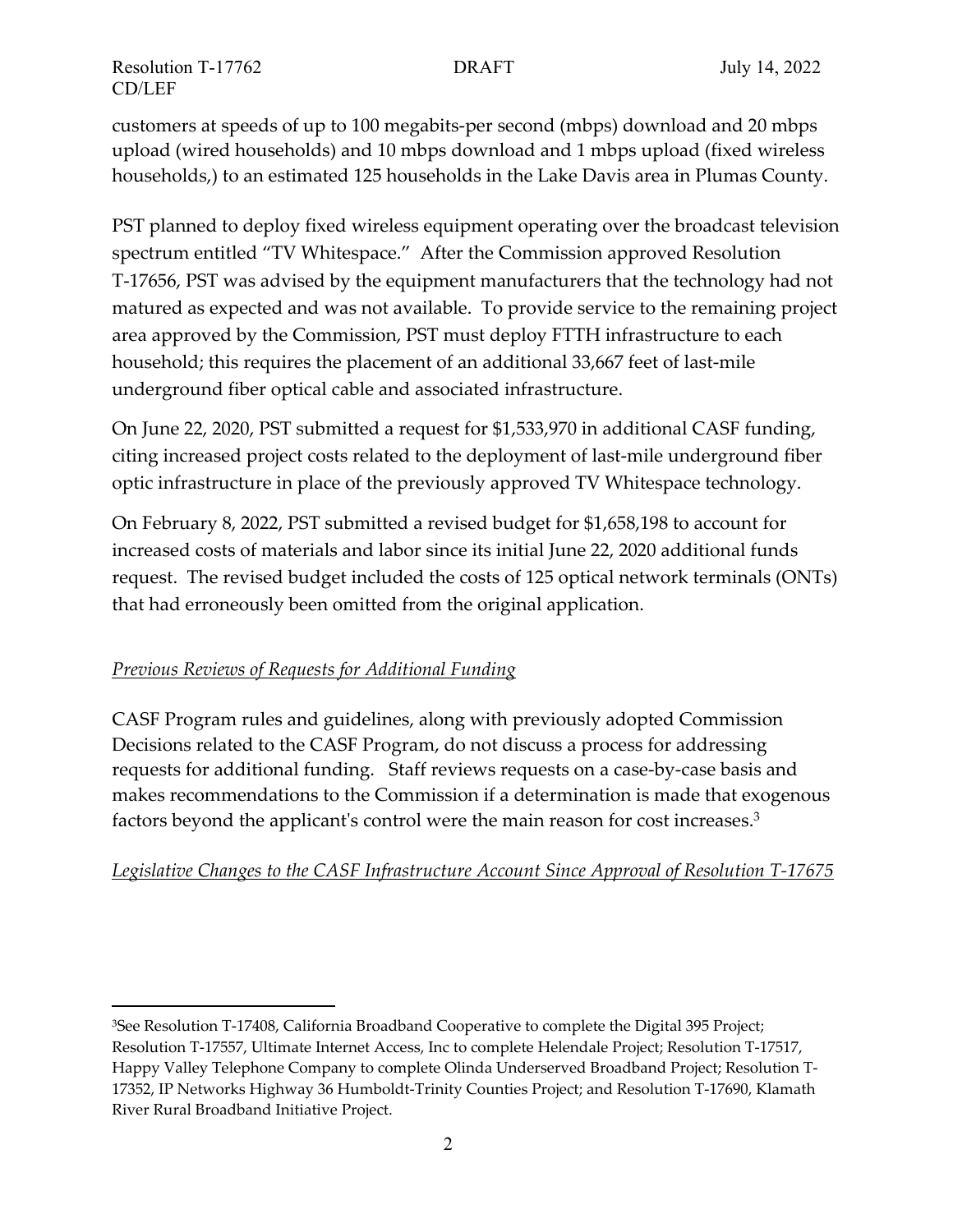customers at speeds of up to 100 megabits-per second (mbps) download and 20 mbps upload (wired households) and 10 mbps download and 1 mbps upload (fixed wireless households,) to an estimated 125 households in the Lake Davis area in Plumas County.

PST planned to deploy fixed wireless equipment operating over the broadcast television spectrum entitled "TV Whitespace." After the Commission approved Resolution T-17656, PST was advised by the equipment manufacturers that the technology had not matured as expected and was not available. To provide service to the remaining project area approved by the Commission, PST must deploy FTTH infrastructure to each household; this requires the placement of an additional 33,667 feet of last-mile underground fiber optical cable and associated infrastructure.

On June 22, 2020, PST submitted a request for $1,533,970 in additional CASF funding, citing increased project costs related to the deployment of last-mile underground fiber optic infrastructure in place of the previously approved TV Whitespace technology.

On February 8, 2022, PST submitted a revised budget for $1,658,198 to account for increased costs of materials and labor since its initial June 22, 2020 additional funds request. The revised budget included the costs of 125 optical network terminals (ONTs) that had erroneously been omitted from the original application.

*Previous Reviews of Requests for Additional Funding*

CASF Program rules and guidelines, along with previously adopted Commission Decisions related to the CASF Program, do not discuss a process for addressing requests for additional funding. Staff reviews requests on a case-by-case basis and makes recommendations to the Commission if a determination is made that exogenous factors beyond the applicant's control were the main reason for cost increases.[3]

*Legislative Changes to the CASF Infrastructure Account Since Approval of Resolution T-17675*

[3]See Resolution T-17408, California Broadband Cooperative to complete the Digital 395 Project; Resolution T-17557, Ultimate Internet Access, Inc to complete Helendale Project; Resolution T-17517, Happy Valley Telephone Company to complete Olinda Underserved Broadband Project; Resolution T-17352, IP Networks Highway 36 Humboldt-Trinity Counties Project; and Resolution T-17690, Klamath River Rural Broadband Initiative Project.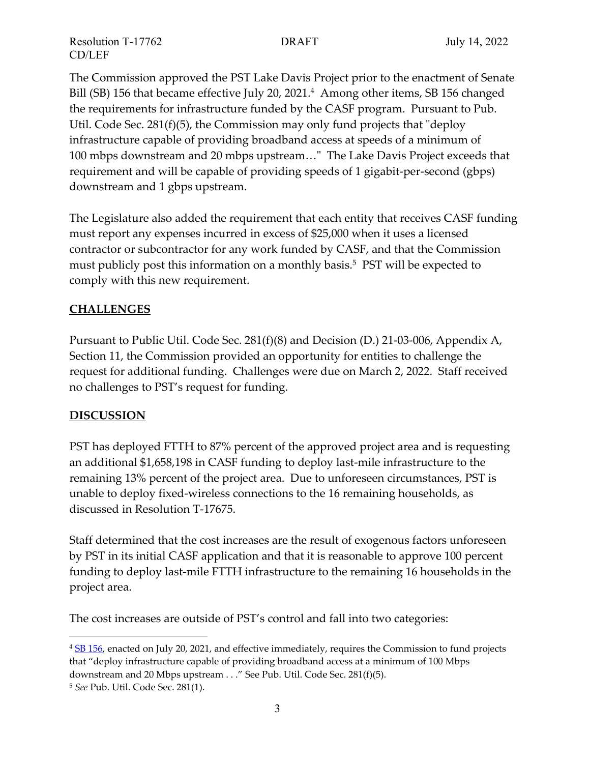The Commission approved the PST Lake Davis Project prior to the enactment of Senate Bill (SB) 156 that became effective July 20, 2021.[4] Among other items, SB 156 changed the requirements for infrastructure funded by the CASF program. Pursuant to Pub. Util. Code Sec. 281(f)(5), the Commission may only fund projects that "deploy infrastructure capable of providing broadband access at speeds of a minimum of 100 mbps downstream and 20 mbps upstream…" The Lake Davis Project exceeds that requirement and will be capable of providing speeds of 1 gigabit-per-second (gbps) downstream and 1 gbps upstream.

The Legislature also added the requirement that each entity that receives CASF funding must report any expenses incurred in excess of $25,000 when it uses a licensed contractor or subcontractor for any work funded by CASF, and that the Commission must publicly post this information on a monthly basis.[5] PST will be expected to comply with this new requirement.

## CHALLENGES

Pursuant to Public Util. Code Sec. 281(f)(8) and Decision (D.) 21-03-006, Appendix A, Section 11, the Commission provided an opportunity for entities to challenge the request for additional funding. Challenges were due on March 2, 2022. Staff received no challenges to PST's request for funding.

## DISCUSSION

PST has deployed FTTH to 87% percent of the approved project area and is requesting an additional $1,658,198 in CASF funding to deploy last-mile infrastructure to the remaining 13% percent of the project area. Due to unforeseen circumstances, PST is unable to deploy fixed-wireless connections to the 16 remaining households, as discussed in Resolution T-17675.

Staff determined that the cost increases are the result of exogenous factors unforeseen by PST in its initial CASF application and that it is reasonable to approve 100 percent funding to deploy last-mile FTTH infrastructure to the remaining 16 households in the project area.

The cost increases are outside of PST's control and fall into two categories:

---

[4] SB 156, enacted on July 20, 2021, and effective immediately, requires the Commission to fund projects that "deploy infrastructure capable of providing broadband access at a minimum of 100 Mbps downstream and 20 Mbps upstream . . ." See Pub. Util. Code Sec. 281(f)(5).

[5] *See* Pub. Util. Code Sec. 281(l).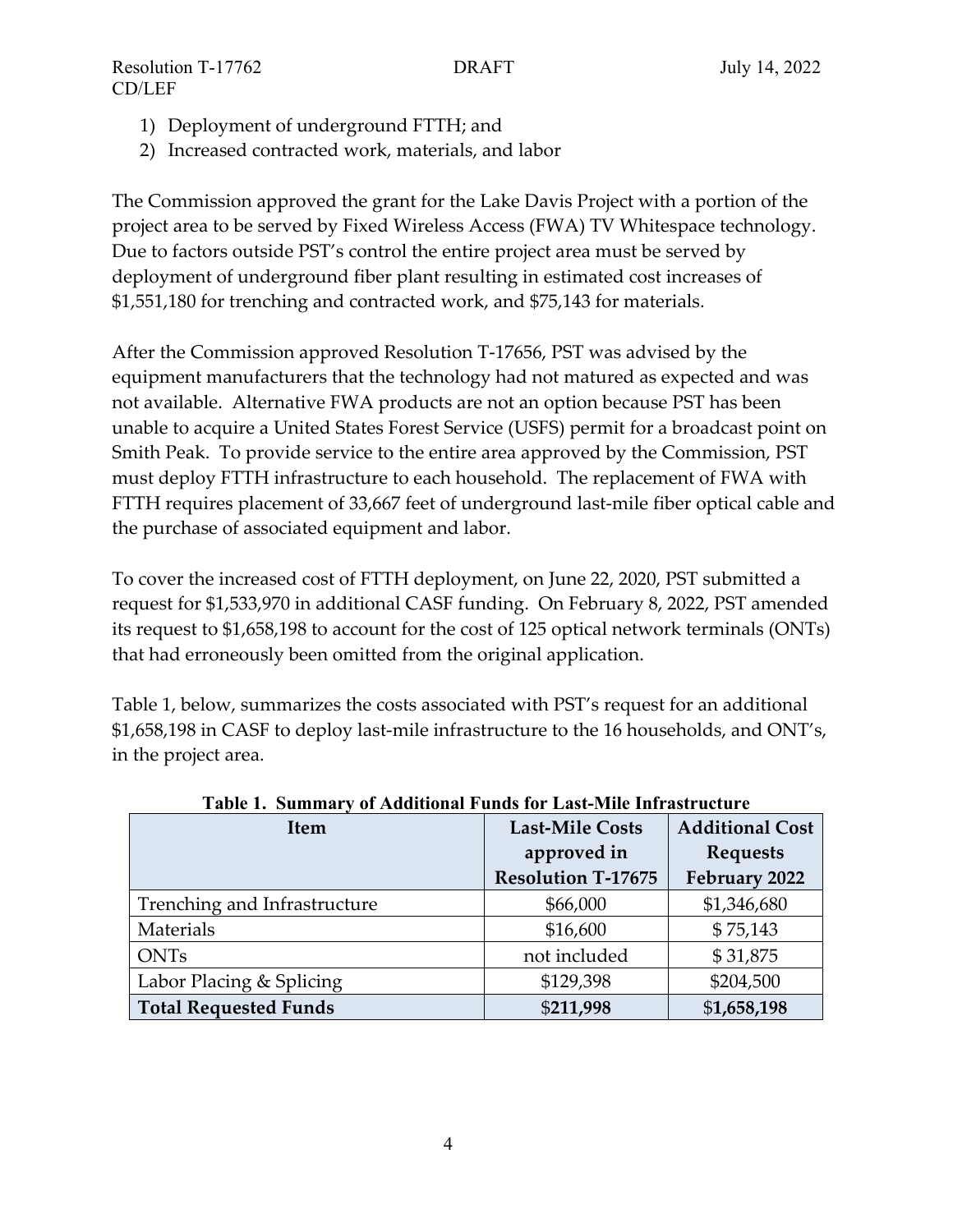1) Deployment of underground FTTH; and
2) Increased contracted work, materials, and labor

The Commission approved the grant for the Lake Davis Project with a portion of the project area to be served by Fixed Wireless Access (FWA) TV Whitespace technology. Due to factors outside PST's control the entire project area must be served by deployment of underground fiber plant resulting in estimated cost increases of $1,551,180 for trenching and contracted work, and $75,143 for materials.

After the Commission approved Resolution T-17656, PST was advised by the equipment manufacturers that the technology had not matured as expected and was not available. Alternative FWA products are not an option because PST has been unable to acquire a United States Forest Service (USFS) permit for a broadcast point on Smith Peak. To provide service to the entire area approved by the Commission, PST must deploy FTTH infrastructure to each household. The replacement of FWA with FTTH requires placement of 33,667 feet of underground last-mile fiber optical cable and the purchase of associated equipment and labor.

To cover the increased cost of FTTH deployment, on June 22, 2020, PST submitted a request for $1,533,970 in additional CASF funding. On February 8, 2022, PST amended its request to $1,658,198 to account for the cost of 125 optical network terminals (ONTs) that had erroneously been omitted from the original application.

Table 1, below, summarizes the costs associated with PST's request for an additional $1,658,198 in CASF to deploy last-mile infrastructure to the 16 households, and ONT's, in the project area.

**Table 1. Summary of Additional Funds for Last-Mile Infrastructure**

| Item | Last-Mile Costs approved in Resolution T-17675 | Additional Cost Requests February 2022 |
|---|---|---|
| Trenching and Infrastructure | $66,000 | $1,346,680 |
| Materials | $16,600 | $ 75,143 |
| ONTs | not included | $ 31,875 |
| Labor Placing & Splicing | $129,398 | $204,500 |
| **Total Requested Funds** | $**211,998** | $**1,658,198** |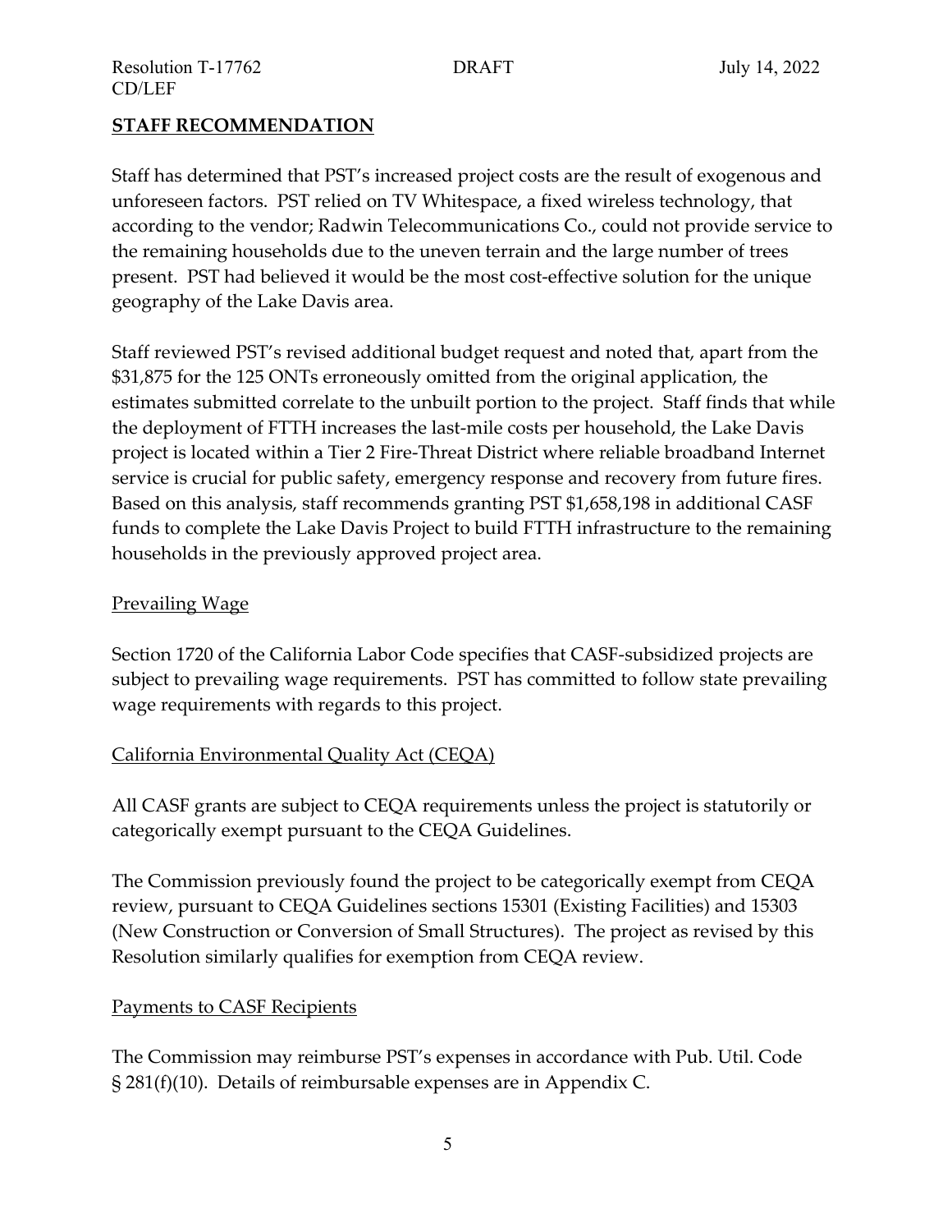## STAFF RECOMMENDATION

Staff has determined that PST's increased project costs are the result of exogenous and unforeseen factors. PST relied on TV Whitespace, a fixed wireless technology, that according to the vendor; Radwin Telecommunications Co., could not provide service to the remaining households due to the uneven terrain and the large number of trees present. PST had believed it would be the most cost-effective solution for the unique geography of the Lake Davis area.

Staff reviewed PST's revised additional budget request and noted that, apart from the $31,875 for the 125 ONTs erroneously omitted from the original application, the estimates submitted correlate to the unbuilt portion to the project. Staff finds that while the deployment of FTTH increases the last-mile costs per household, the Lake Davis project is located within a Tier 2 Fire-Threat District where reliable broadband Internet service is crucial for public safety, emergency response and recovery from future fires. Based on this analysis, staff recommends granting PST $1,658,198 in additional CASF funds to complete the Lake Davis Project to build FTTH infrastructure to the remaining households in the previously approved project area.

### Prevailing Wage

Section 1720 of the California Labor Code specifies that CASF-subsidized projects are subject to prevailing wage requirements. PST has committed to follow state prevailing wage requirements with regards to this project.

### California Environmental Quality Act (CEQA)

All CASF grants are subject to CEQA requirements unless the project is statutorily or categorically exempt pursuant to the CEQA Guidelines.

The Commission previously found the project to be categorically exempt from CEQA review, pursuant to CEQA Guidelines sections 15301 (Existing Facilities) and 15303 (New Construction or Conversion of Small Structures). The project as revised by this Resolution similarly qualifies for exemption from CEQA review.

### Payments to CASF Recipients

The Commission may reimburse PST's expenses in accordance with Pub. Util. Code § 281(f)(10). Details of reimbursable expenses are in Appendix C.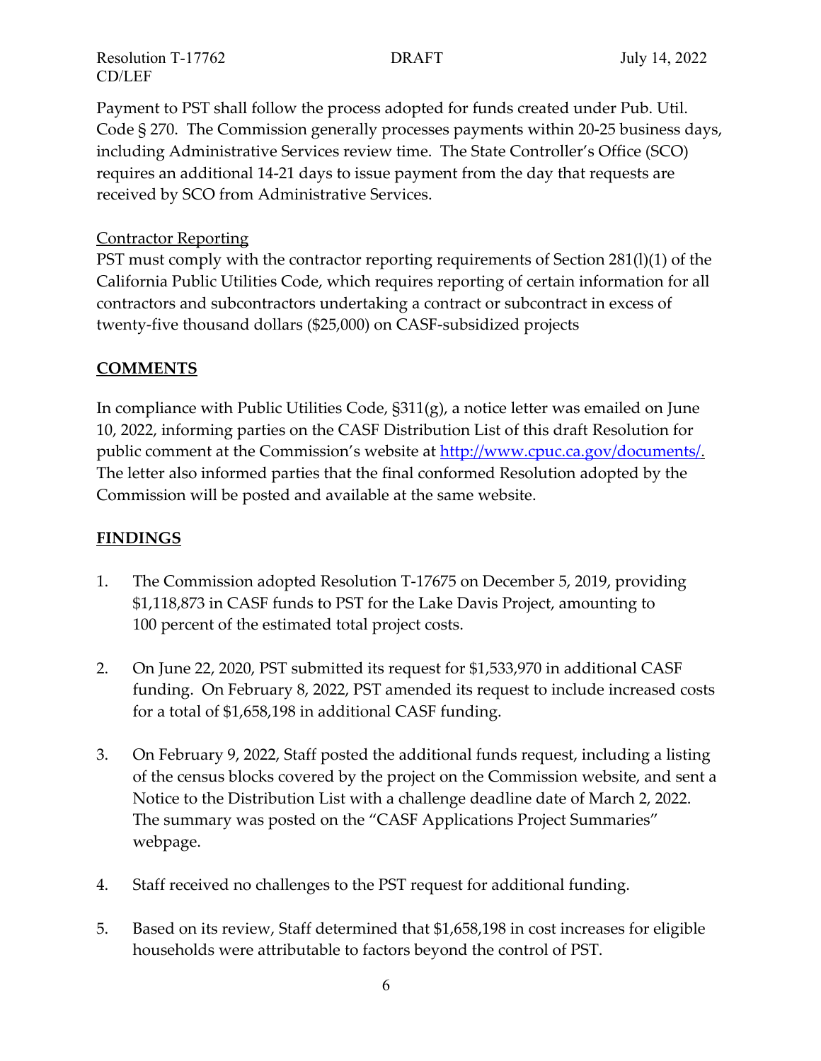Payment to PST shall follow the process adopted for funds created under Pub. Util. Code § 270. The Commission generally processes payments within 20-25 business days, including Administrative Services review time. The State Controller's Office (SCO) requires an additional 14-21 days to issue payment from the day that requests are received by SCO from Administrative Services.

Contractor Reporting

PST must comply with the contractor reporting requirements of Section 281(l)(1) of the California Public Utilities Code, which requires reporting of certain information for all contractors and subcontractors undertaking a contract or subcontract in excess of twenty-five thousand dollars ($25,000) on CASF-subsidized projects

## COMMENTS

In compliance with Public Utilities Code, §311(g), a notice letter was emailed on June 10, 2022, informing parties on the CASF Distribution List of this draft Resolution for public comment at the Commission's website at http://www.cpuc.ca.gov/documents/. The letter also informed parties that the final conformed Resolution adopted by the Commission will be posted and available at the same website.

## FINDINGS

1. The Commission adopted Resolution T-17675 on December 5, 2019, providing $1,118,873 in CASF funds to PST for the Lake Davis Project, amounting to 100 percent of the estimated total project costs.

2. On June 22, 2020, PST submitted its request for $1,533,970 in additional CASF funding. On February 8, 2022, PST amended its request to include increased costs for a total of $1,658,198 in additional CASF funding.

3. On February 9, 2022, Staff posted the additional funds request, including a listing of the census blocks covered by the project on the Commission website, and sent a Notice to the Distribution List with a challenge deadline date of March 2, 2022. The summary was posted on the "CASF Applications Project Summaries" webpage.

4. Staff received no challenges to the PST request for additional funding.

5. Based on its review, Staff determined that $1,658,198 in cost increases for eligible households were attributable to factors beyond the control of PST.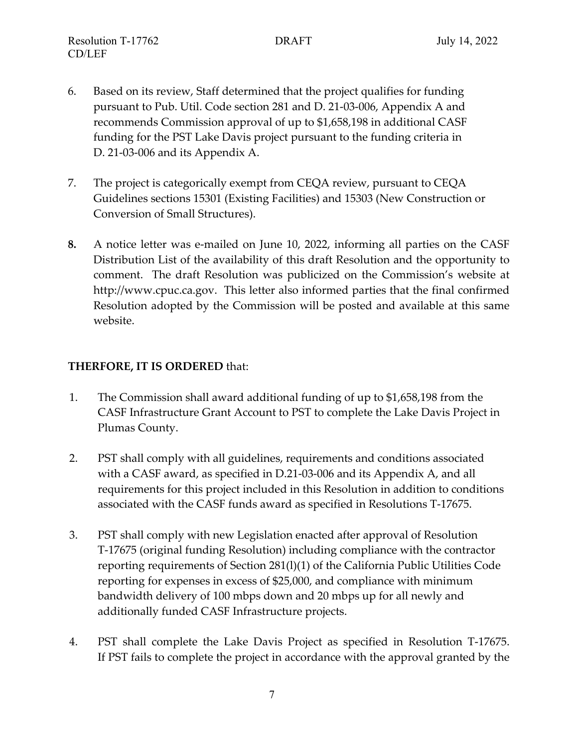6. Based on its review, Staff determined that the project qualifies for funding pursuant to Pub. Util. Code section 281 and D. 21-03-006, Appendix A and recommends Commission approval of up to $1,658,198 in additional CASF funding for the PST Lake Davis project pursuant to the funding criteria in D. 21-03-006 and its Appendix A.

7. The project is categorically exempt from CEQA review, pursuant to CEQA Guidelines sections 15301 (Existing Facilities) and 15303 (New Construction or Conversion of Small Structures).

**8.** A notice letter was e-mailed on June 10, 2022, informing all parties on the CASF Distribution List of the availability of this draft Resolution and the opportunity to comment. The draft Resolution was publicized on the Commission's website at http://www.cpuc.ca.gov. This letter also informed parties that the final confirmed Resolution adopted by the Commission will be posted and available at this same website.

**THERFORE, IT IS ORDERED** that:

1. The Commission shall award additional funding of up to $1,658,198 from the CASF Infrastructure Grant Account to PST to complete the Lake Davis Project in Plumas County.

2. PST shall comply with all guidelines, requirements and conditions associated with a CASF award, as specified in D.21-03-006 and its Appendix A, and all requirements for this project included in this Resolution in addition to conditions associated with the CASF funds award as specified in Resolutions T-17675.

3. PST shall comply with new Legislation enacted after approval of Resolution T-17675 (original funding Resolution) including compliance with the contractor reporting requirements of Section 281(l)(1) of the California Public Utilities Code reporting for expenses in excess of $25,000, and compliance with minimum bandwidth delivery of 100 mbps down and 20 mbps up for all newly and additionally funded CASF Infrastructure projects.

4. PST shall complete the Lake Davis Project as specified in Resolution T-17675. If PST fails to complete the project in accordance with the approval granted by the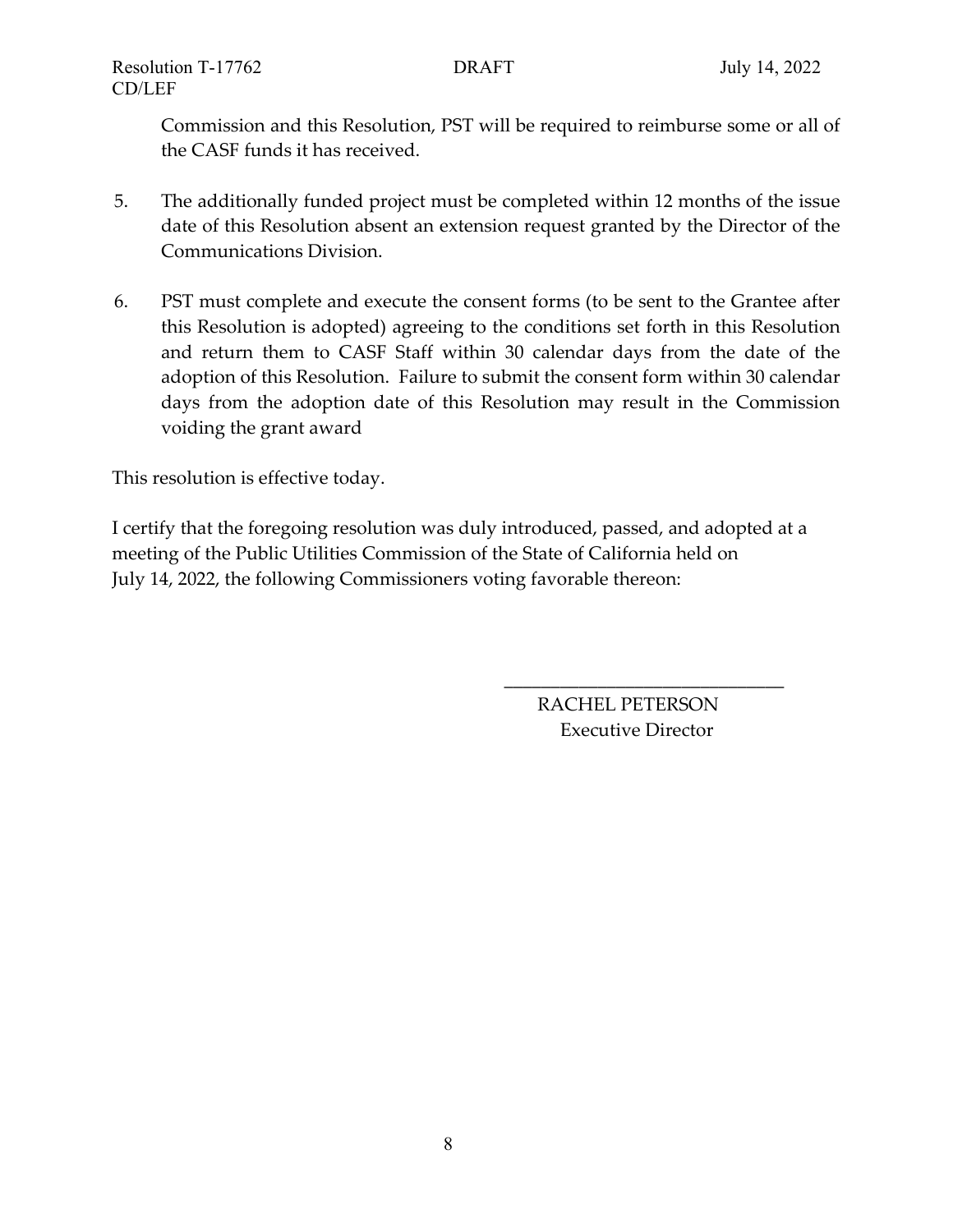Commission and this Resolution, PST will be required to reimburse some or all of the CASF funds it has received.

5. The additionally funded project must be completed within 12 months of the issue date of this Resolution absent an extension request granted by the Director of the Communications Division.

6. PST must complete and execute the consent forms (to be sent to the Grantee after this Resolution is adopted) agreeing to the conditions set forth in this Resolution and return them to CASF Staff within 30 calendar days from the date of the adoption of this Resolution. Failure to submit the consent form within 30 calendar days from the adoption date of this Resolution may result in the Commission voiding the grant award

This resolution is effective today.

I certify that the foregoing resolution was duly introduced, passed, and adopted at a meeting of the Public Utilities Commission of the State of California held on July 14, 2022, the following Commissioners voting favorable thereon:

\_\_\_\_\_\_\_\_\_\_\_\_\_\_\_\_\_\_\_\_\_\_\_\_\_\_\_\_\_\_

RACHEL PETERSON
Executive Director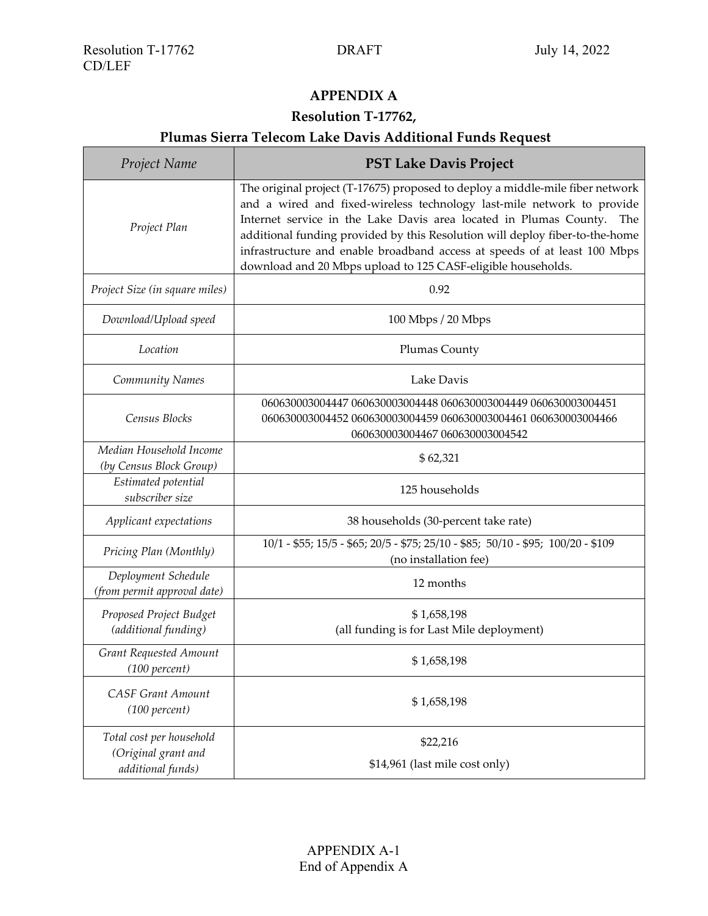## APPENDIX A

### Resolution T-17762,

### Plumas Sierra Telecom Lake Davis Additional Funds Request

| *Project Name* | **PST Lake Davis Project** |
|---|---|
| *Project Plan* | The original project (T-17675) proposed to deploy a middle-mile fiber network and a wired and fixed-wireless technology last-mile network to provide Internet service in the Lake Davis area located in Plumas County. The additional funding provided by this Resolution will deploy fiber-to-the-home infrastructure and enable broadband access at speeds of at least 100 Mbps download and 20 Mbps upload to 125 CASF-eligible households. |
| *Project Size (in square miles)* | 0.92 |
| *Download/Upload speed* | 100 Mbps / 20 Mbps |
| *Location* | Plumas County |
| *Community Names* | Lake Davis |
| *Census Blocks* | 060630003004447 060630003004448 060630003004449 060630003004451 060630003004452 060630003004459 060630003004461 060630003004466 060630003004467 060630003004542 |
| *Median Household Income (by Census Block Group)* | $ 62,321 |
| *Estimated potential subscriber size* | 125 households |
| *Applicant expectations* | 38 households (30-percent take rate) |
| *Pricing Plan (Monthly)* | 10/1 - $55; 15/5 - $65; 20/5 - $75; 25/10 - $85; 50/10 - $95; 100/20 - $109 (no installation fee) |
| *Deployment Schedule (from permit approval date)* | 12 months |
| *Proposed Project Budget (additional funding)* | $ 1,658,198 (all funding is for Last Mile deployment) |
| *Grant Requested Amount (100 percent)* | $ 1,658,198 |
| *CASF Grant Amount (100 percent)* | $ 1,658,198 |
| *Total cost per household (Original grant and additional funds)* | $22,216<br>$14,961 (last mile cost only) |

APPENDIX A-1
End of Appendix A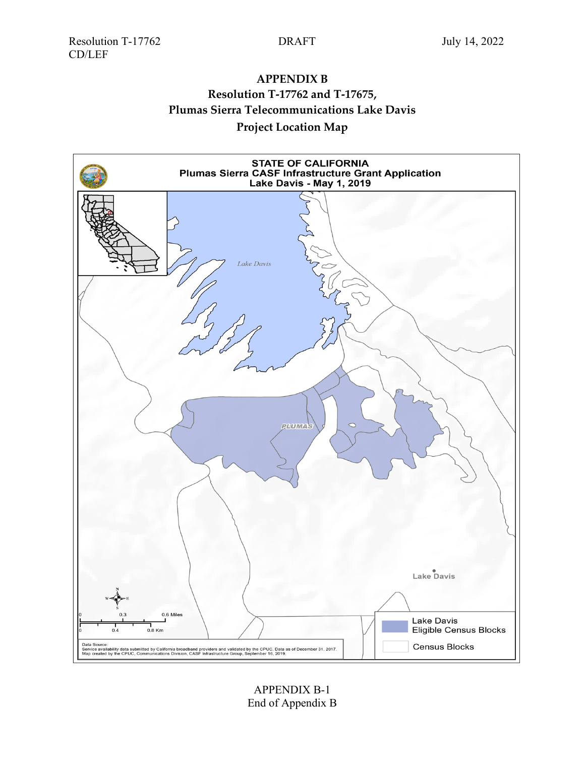# APPENDIX B

## Resolution T-17762 and T-17675, Plumas Sierra Telecommunications Lake Davis Project Location Map

**STATE OF CALIFORNIA**
**Plumas Sierra CASF Infrastructure Grant Application**
**Lake Davis - May 1, 2019**

Lake Davis

PLUMAS

Lake Davis

0 0.3 0.6 Miles

0 0.4 0.8 Km

Lake Davis Eligible Census Blocks

Census Blocks

Data Source:
Service availability data submitted by California broadband providers and validated by the CPUC. Data as of December 31, 2017.
Map created by the CPUC, Communications Division, CASF Infrastructure Group, September 16, 2019.

APPENDIX B-1
End of Appendix B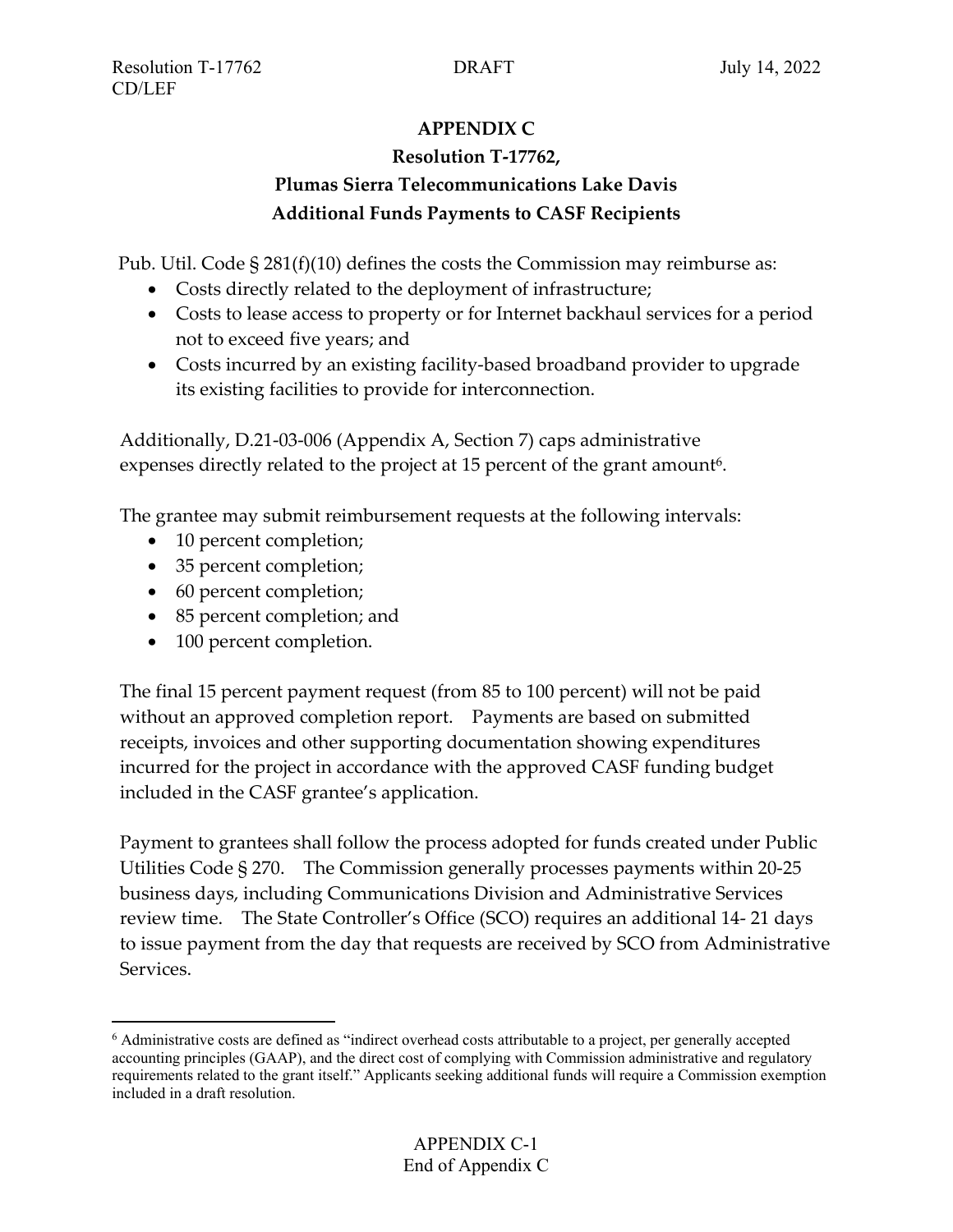**APPENDIX C**

**Resolution T-17762,**

**Plumas Sierra Telecommunications Lake Davis**

**Additional Funds Payments to CASF Recipients**

Pub. Util. Code § 281(f)(10) defines the costs the Commission may reimburse as:

- Costs directly related to the deployment of infrastructure;
- Costs to lease access to property or for Internet backhaul services for a period not to exceed five years; and
- Costs incurred by an existing facility-based broadband provider to upgrade its existing facilities to provide for interconnection.

Additionally, D.21-03-006 (Appendix A, Section 7) caps administrative expenses directly related to the project at 15 percent of the grant amount[6].

The grantee may submit reimbursement requests at the following intervals:

- 10 percent completion;
- 35 percent completion;
- 60 percent completion;
- 85 percent completion; and
- 100 percent completion.

The final 15 percent payment request (from 85 to 100 percent) will not be paid without an approved completion report. Payments are based on submitted receipts, invoices and other supporting documentation showing expenditures incurred for the project in accordance with the approved CASF funding budget included in the CASF grantee's application.

Payment to grantees shall follow the process adopted for funds created under Public Utilities Code § 270. The Commission generally processes payments within 20-25 business days, including Communications Division and Administrative Services review time. The State Controller's Office (SCO) requires an additional 14- 21 days to issue payment from the day that requests are received by SCO from Administrative Services.

[6] Administrative costs are defined as "indirect overhead costs attributable to a project, per generally accepted accounting principles (GAAP), and the direct cost of complying with Commission administrative and regulatory requirements related to the grant itself." Applicants seeking additional funds will require a Commission exemption included in a draft resolution.

End of Appendix C